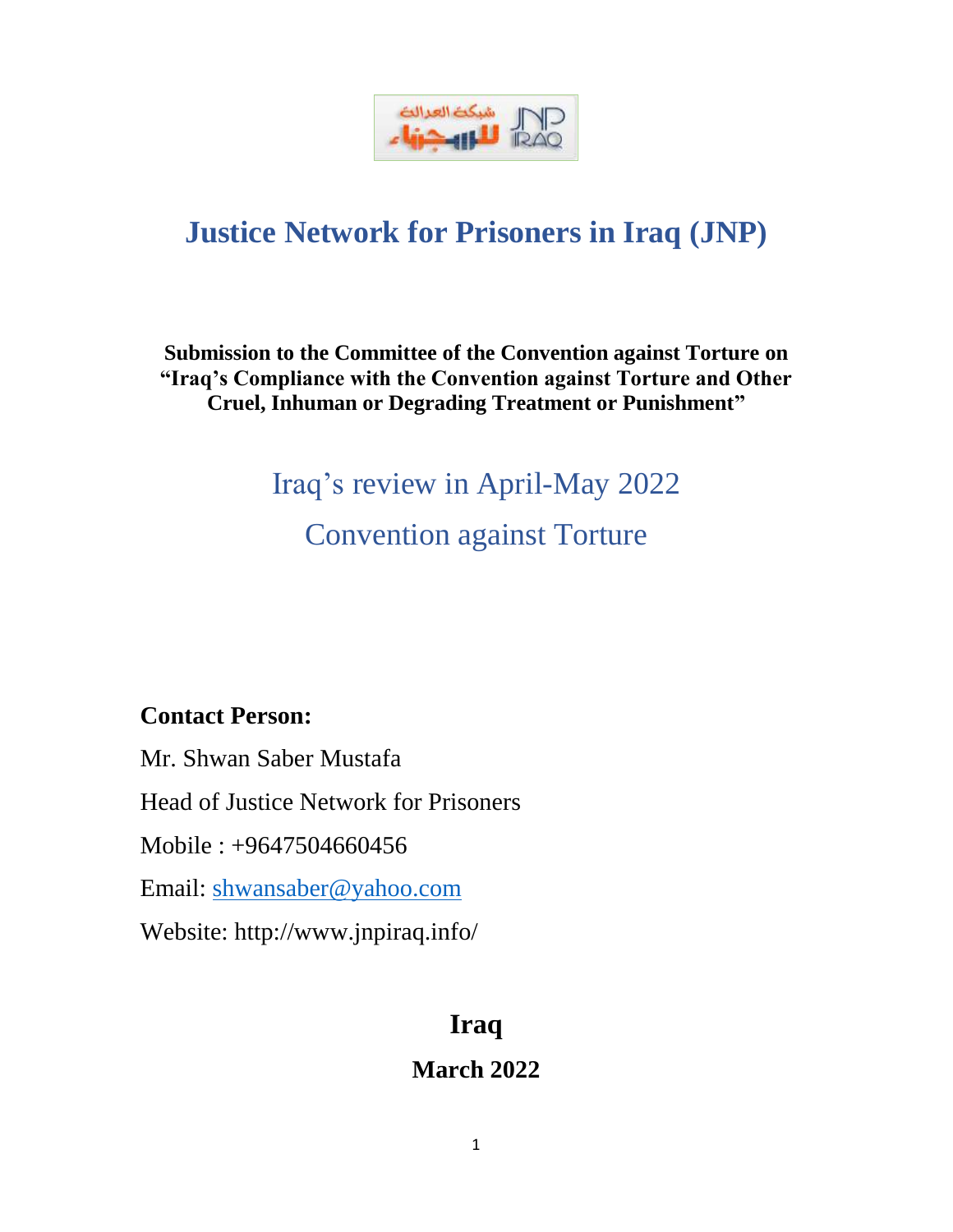# Justice Network for Prisoners in Iraq (JNP)

**Submission to the Committee of the Convention against Torture on "Iraq's Compliance with the Convention against Torture and Other Cruel, Inhuman or Degrading Treatment or Punishment"**

Iraq's review in April-May 2022

Convention against Torture

**Contact Person:**

Mr. Shwan Saber Mustafa

Head of Justice Network for Prisoners

Mobile : +9647504660456

Email: shwansaber@yahoo.com

Website: http://www.jnpiraq.info/

**Iraq**

**March 2022**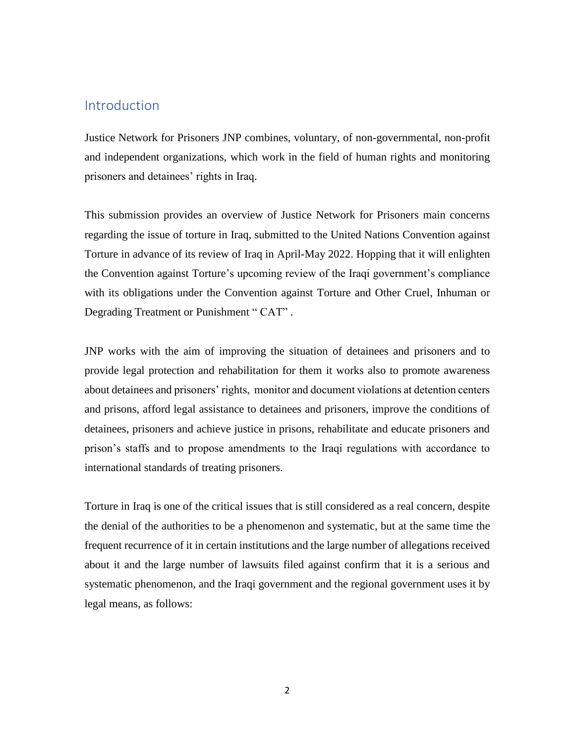## Introduction

Justice Network for Prisoners JNP combines, voluntary, of non-governmental, non-profit and independent organizations, which work in the field of human rights and monitoring prisoners and detainees' rights in Iraq.

This submission provides an overview of Justice Network for Prisoners main concerns regarding the issue of torture in Iraq, submitted to the United Nations Convention against Torture in advance of its review of Iraq in April-May 2022. Hopping that it will enlighten the Convention against Torture's upcoming review of the Iraqi government's compliance with its obligations under the Convention against Torture and Other Cruel, Inhuman or Degrading Treatment or Punishment " CAT" .

JNP works with the aim of improving the situation of detainees and prisoners and to provide legal protection and rehabilitation for them it works also to promote awareness about detainees and prisoners' rights, monitor and document violations at detention centers and prisons, afford legal assistance to detainees and prisoners, improve the conditions of detainees, prisoners and achieve justice in prisons, rehabilitate and educate prisoners and prison's staffs and to propose amendments to the Iraqi regulations with accordance to international standards of treating prisoners.

Torture in Iraq is one of the critical issues that is still considered as a real concern, despite the denial of the authorities to be a phenomenon and systematic, but at the same time the frequent recurrence of it in certain institutions and the large number of allegations received about it and the large number of lawsuits filed against confirm that it is a serious and systematic phenomenon, and the Iraqi government and the regional government uses it by legal means, as follows: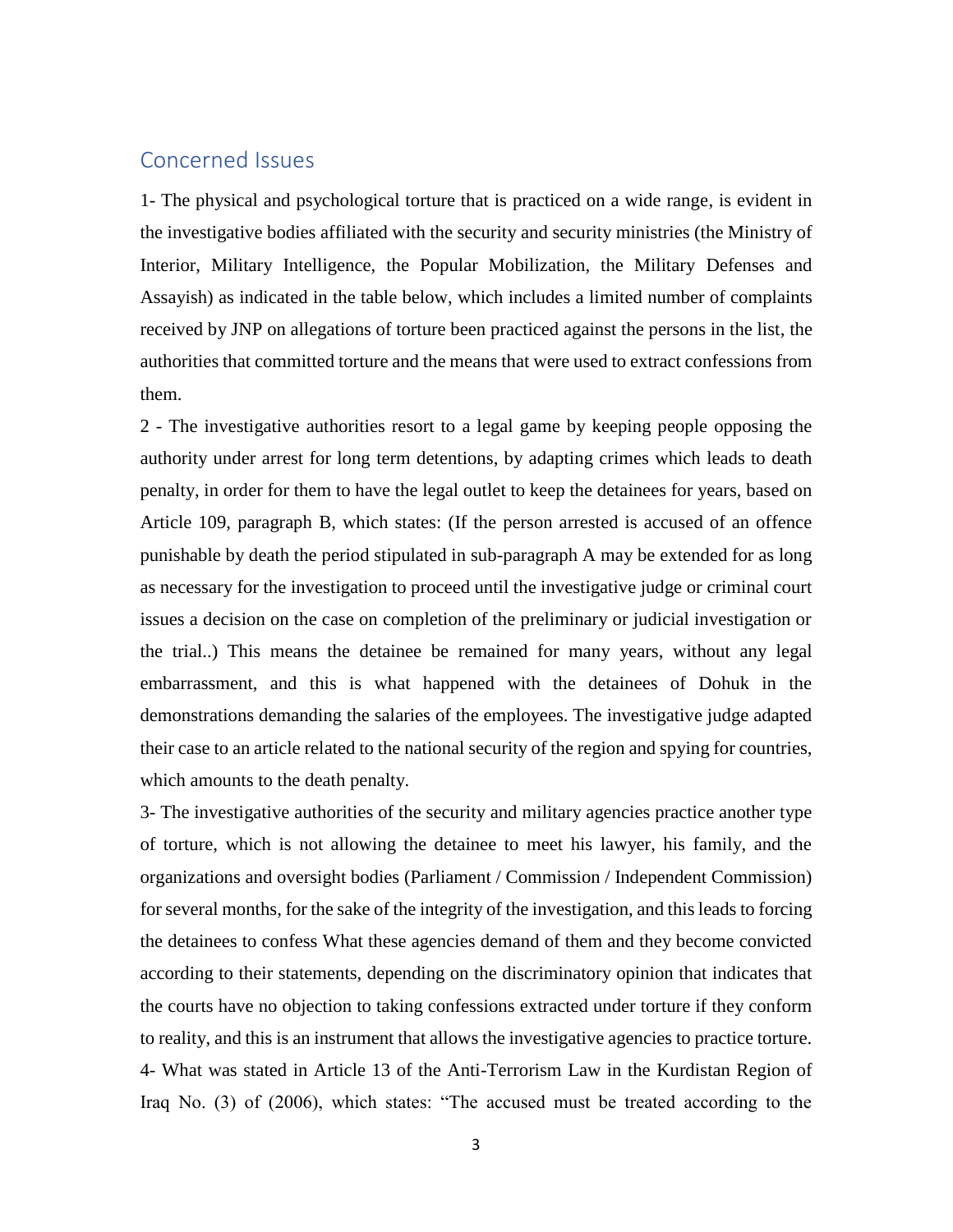## Concerned Issues

1- The physical and psychological torture that is practiced on a wide range, is evident in the investigative bodies affiliated with the security and security ministries (the Ministry of Interior, Military Intelligence, the Popular Mobilization, the Military Defenses and Assayish) as indicated in the table below, which includes a limited number of complaints received by JNP on allegations of torture been practiced against the persons in the list, the authorities that committed torture and the means that were used to extract confessions from them.

2 - The investigative authorities resort to a legal game by keeping people opposing the authority under arrest for long term detentions, by adapting crimes which leads to death penalty, in order for them to have the legal outlet to keep the detainees for years, based on Article 109, paragraph B, which states: (If the person arrested is accused of an offence punishable by death the period stipulated in sub-paragraph A may be extended for as long as necessary for the investigation to proceed until the investigative judge or criminal court issues a decision on the case on completion of the preliminary or judicial investigation or the trial..) This means the detainee be remained for many years, without any legal embarrassment, and this is what happened with the detainees of Dohuk in the demonstrations demanding the salaries of the employees. The investigative judge adapted their case to an article related to the national security of the region and spying for countries, which amounts to the death penalty.

3- The investigative authorities of the security and military agencies practice another type of torture, which is not allowing the detainee to meet his lawyer, his family, and the organizations and oversight bodies (Parliament / Commission / Independent Commission) for several months, for the sake of the integrity of the investigation, and this leads to forcing the detainees to confess What these agencies demand of them and they become convicted according to their statements, depending on the discriminatory opinion that indicates that the courts have no objection to taking confessions extracted under torture if they conform to reality, and this is an instrument that allows the investigative agencies to practice torture.

4- What was stated in Article 13 of the Anti-Terrorism Law in the Kurdistan Region of Iraq No. (3) of (2006), which states: "The accused must be treated according to the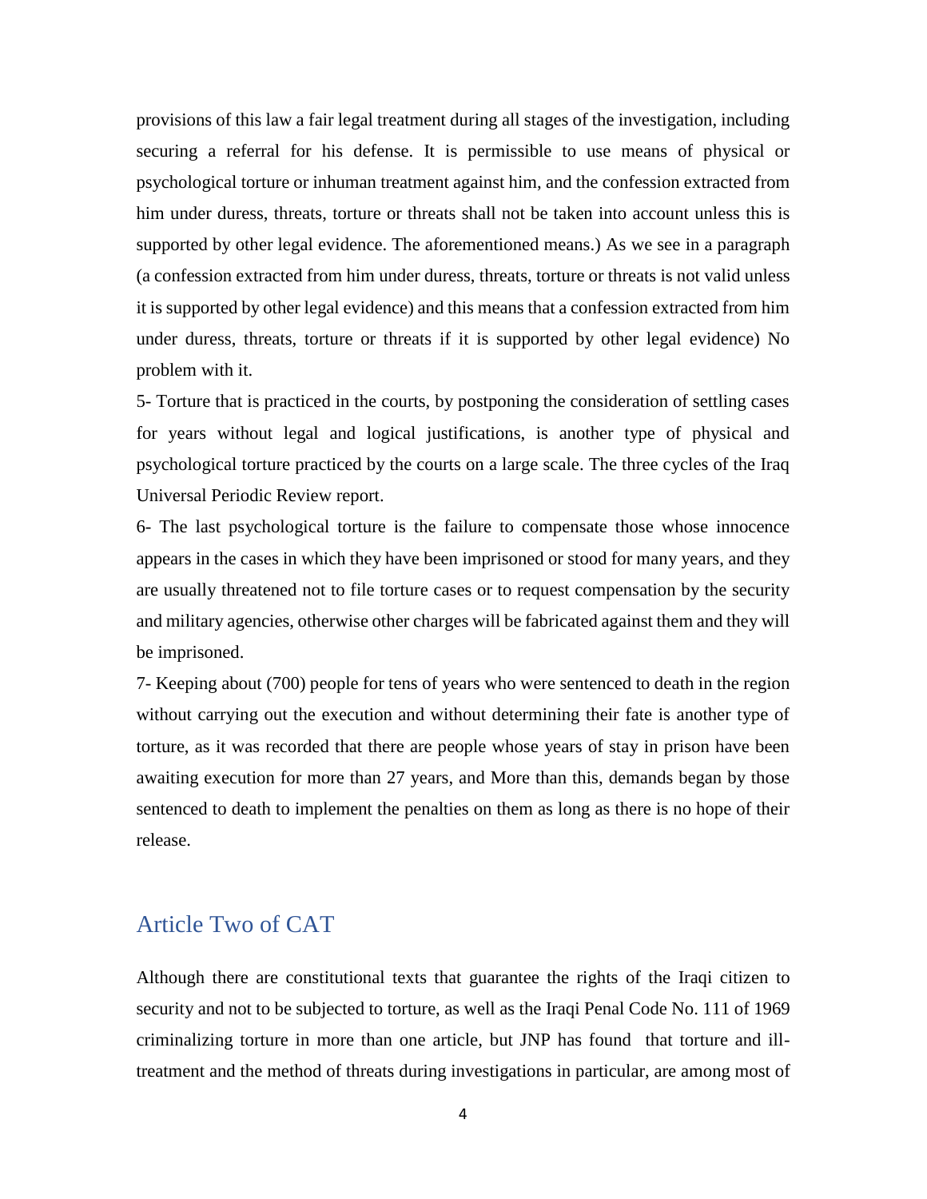provisions of this law a fair legal treatment during all stages of the investigation, including securing a referral for his defense. It is permissible to use means of physical or psychological torture or inhuman treatment against him, and the confession extracted from him under duress, threats, torture or threats shall not be taken into account unless this is supported by other legal evidence. The aforementioned means.) As we see in a paragraph (a confession extracted from him under duress, threats, torture or threats is not valid unless it is supported by other legal evidence) and this means that a confession extracted from him under duress, threats, torture or threats if it is supported by other legal evidence) No problem with it.

5- Torture that is practiced in the courts, by postponing the consideration of settling cases for years without legal and logical justifications, is another type of physical and psychological torture practiced by the courts on a large scale. The three cycles of the Iraq Universal Periodic Review report.

6- The last psychological torture is the failure to compensate those whose innocence appears in the cases in which they have been imprisoned or stood for many years, and they are usually threatened not to file torture cases or to request compensation by the security and military agencies, otherwise other charges will be fabricated against them and they will be imprisoned.

7- Keeping about (700) people for tens of years who were sentenced to death in the region without carrying out the execution and without determining their fate is another type of torture, as it was recorded that there are people whose years of stay in prison have been awaiting execution for more than 27 years, and More than this, demands began by those sentenced to death to implement the penalties on them as long as there is no hope of their release.

## Article Two of CAT

Although there are constitutional texts that guarantee the rights of the Iraqi citizen to security and not to be subjected to torture, as well as the Iraqi Penal Code No. 111 of 1969 criminalizing torture in more than one article, but JNP has found that torture and ill-treatment and the method of threats during investigations in particular, are among most of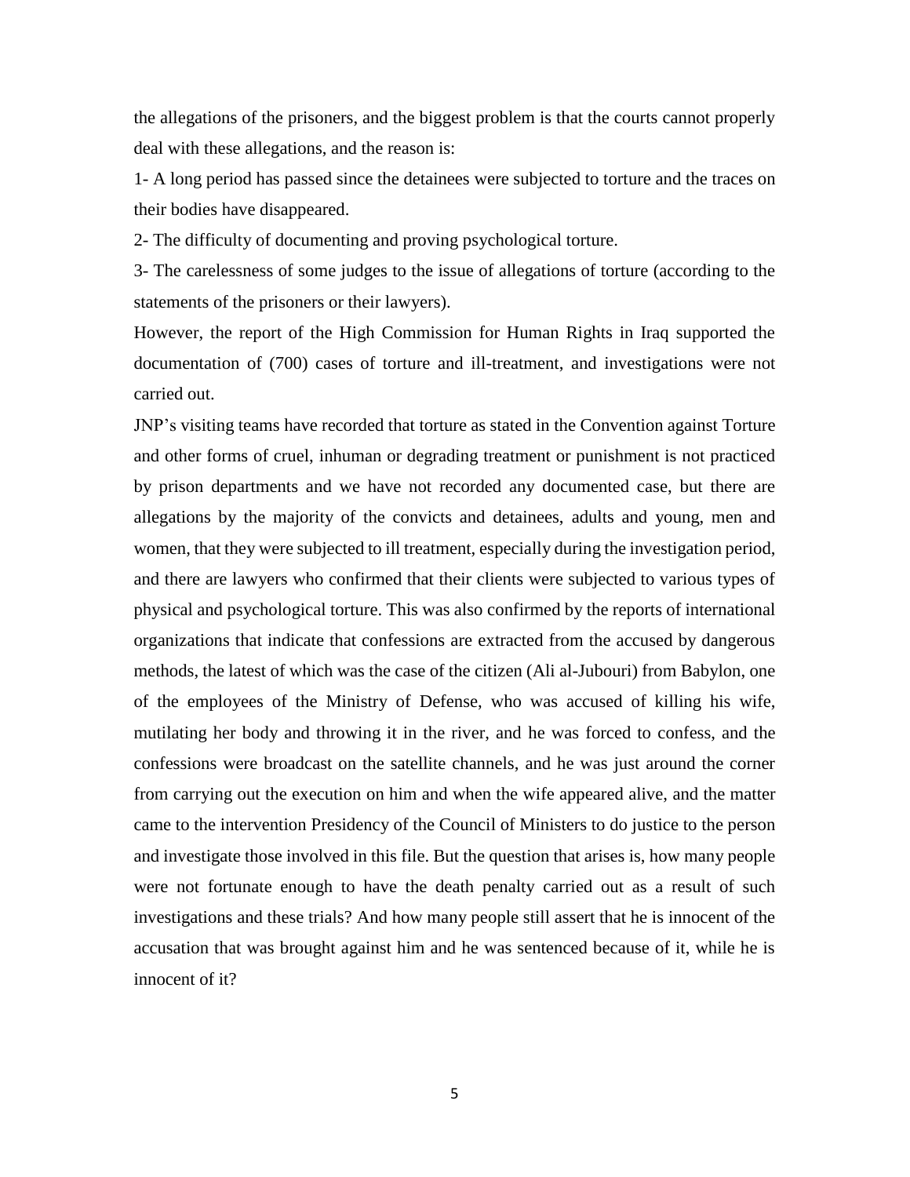the allegations of the prisoners, and the biggest problem is that the courts cannot properly deal with these allegations, and the reason is:

1- A long period has passed since the detainees were subjected to torture and the traces on their bodies have disappeared.

2- The difficulty of documenting and proving psychological torture.

3- The carelessness of some judges to the issue of allegations of torture (according to the statements of the prisoners or their lawyers).

However, the report of the High Commission for Human Rights in Iraq supported the documentation of (700) cases of torture and ill-treatment, and investigations were not carried out.

JNP's visiting teams have recorded that torture as stated in the Convention against Torture and other forms of cruel, inhuman or degrading treatment or punishment is not practiced by prison departments and we have not recorded any documented case, but there are allegations by the majority of the convicts and detainees, adults and young, men and women, that they were subjected to ill treatment, especially during the investigation period, and there are lawyers who confirmed that their clients were subjected to various types of physical and psychological torture. This was also confirmed by the reports of international organizations that indicate that confessions are extracted from the accused by dangerous methods, the latest of which was the case of the citizen (Ali al-Jubouri) from Babylon, one of the employees of the Ministry of Defense, who was accused of killing his wife, mutilating her body and throwing it in the river, and he was forced to confess, and the confessions were broadcast on the satellite channels, and he was just around the corner from carrying out the execution on him and when the wife appeared alive, and the matter came to the intervention Presidency of the Council of Ministers to do justice to the person and investigate those involved in this file. But the question that arises is, how many people were not fortunate enough to have the death penalty carried out as a result of such investigations and these trials? And how many people still assert that he is innocent of the accusation that was brought against him and he was sentenced because of it, while he is innocent of it?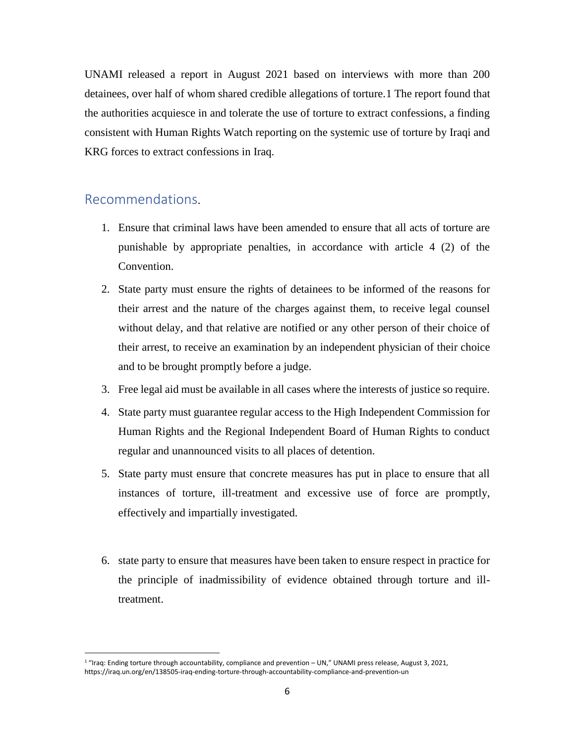UNAMI released a report in August 2021 based on interviews with more than 200 detainees, over half of whom shared credible allegations of torture.[1] The report found that the authorities acquiesce in and tolerate the use of torture to extract confessions, a finding consistent with Human Rights Watch reporting on the systemic use of torture by Iraqi and KRG forces to extract confessions in Iraq.

## Recommendations.

1. Ensure that criminal laws have been amended to ensure that all acts of torture are punishable by appropriate penalties, in accordance with article 4 (2) of the Convention.
2. State party must ensure the rights of detainees to be informed of the reasons for their arrest and the nature of the charges against them, to receive legal counsel without delay, and that relative are notified or any other person of their choice of their arrest, to receive an examination by an independent physician of their choice and to be brought promptly before a judge.
3. Free legal aid must be available in all cases where the interests of justice so require.
4. State party must guarantee regular access to the High Independent Commission for Human Rights and the Regional Independent Board of Human Rights to conduct regular and unannounced visits to all places of detention.
5. State party must ensure that concrete measures has put in place to ensure that all instances of torture, ill-treatment and excessive use of force are promptly, effectively and impartially investigated.

6. state party to ensure that measures have been taken to ensure respect in practice for the principle of inadmissibility of evidence obtained through torture and ill-treatment.

---

[1] "Iraq: Ending torture through accountability, compliance and prevention – UN," UNAMI press release, August 3, 2021, https://iraq.un.org/en/138505-iraq-ending-torture-through-accountability-compliance-and-prevention-un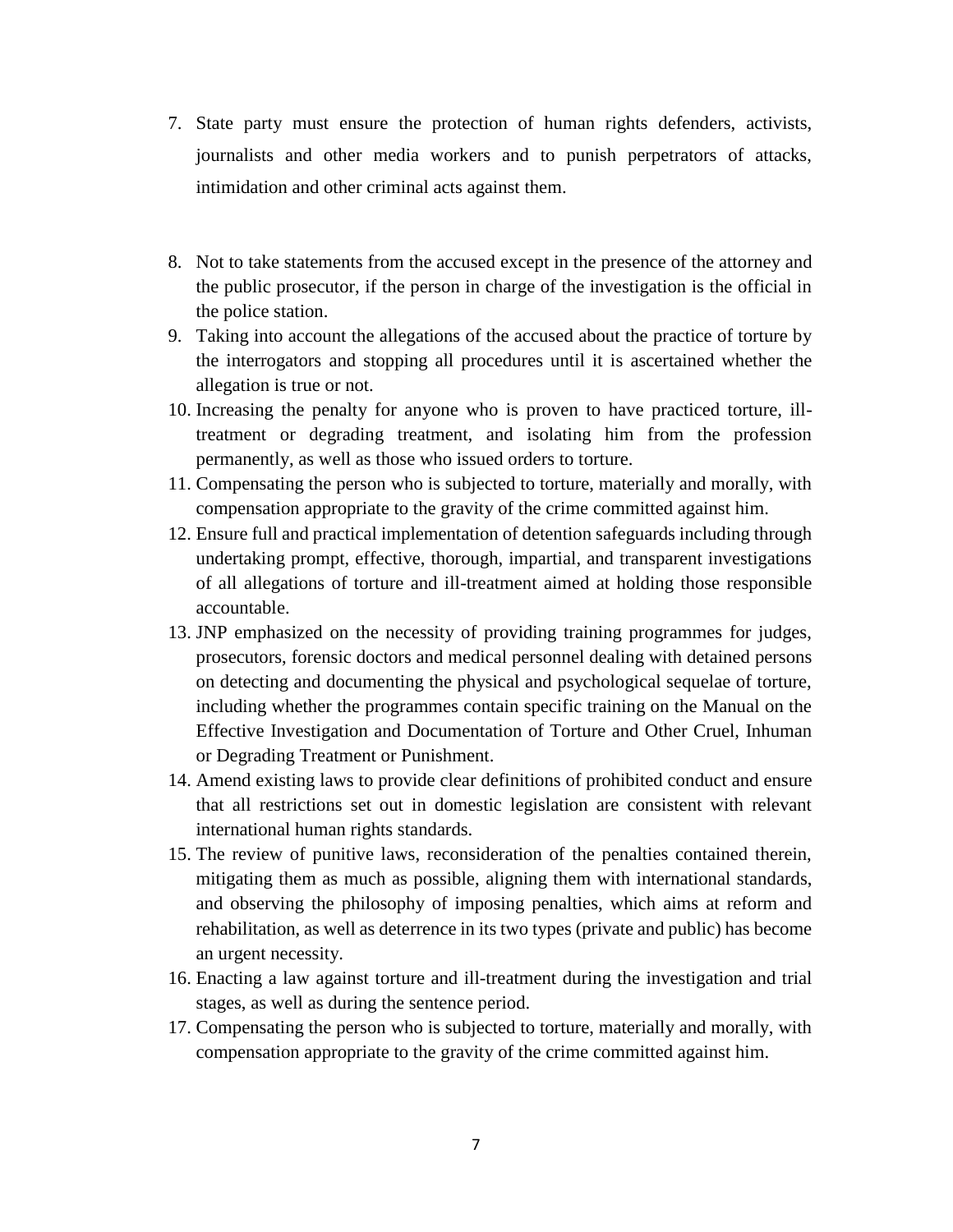7. State party must ensure the protection of human rights defenders, activists, journalists and other media workers and to punish perpetrators of attacks, intimidation and other criminal acts against them.

8. Not to take statements from the accused except in the presence of the attorney and the public prosecutor, if the person in charge of the investigation is the official in the police station.
9. Taking into account the allegations of the accused about the practice of torture by the interrogators and stopping all procedures until it is ascertained whether the allegation is true or not.
10. Increasing the penalty for anyone who is proven to have practiced torture, ill-treatment or degrading treatment, and isolating him from the profession permanently, as well as those who issued orders to torture.
11. Compensating the person who is subjected to torture, materially and morally, with compensation appropriate to the gravity of the crime committed against him.
12. Ensure full and practical implementation of detention safeguards including through undertaking prompt, effective, thorough, impartial, and transparent investigations of all allegations of torture and ill-treatment aimed at holding those responsible accountable.
13. JNP emphasized on the necessity of providing training programmes for judges, prosecutors, forensic doctors and medical personnel dealing with detained persons on detecting and documenting the physical and psychological sequelae of torture, including whether the programmes contain specific training on the Manual on the Effective Investigation and Documentation of Torture and Other Cruel, Inhuman or Degrading Treatment or Punishment.
14. Amend existing laws to provide clear definitions of prohibited conduct and ensure that all restrictions set out in domestic legislation are consistent with relevant international human rights standards.
15. The review of punitive laws, reconsideration of the penalties contained therein, mitigating them as much as possible, aligning them with international standards, and observing the philosophy of imposing penalties, which aims at reform and rehabilitation, as well as deterrence in its two types (private and public) has become an urgent necessity.
16. Enacting a law against torture and ill-treatment during the investigation and trial stages, as well as during the sentence period.
17. Compensating the person who is subjected to torture, materially and morally, with compensation appropriate to the gravity of the crime committed against him.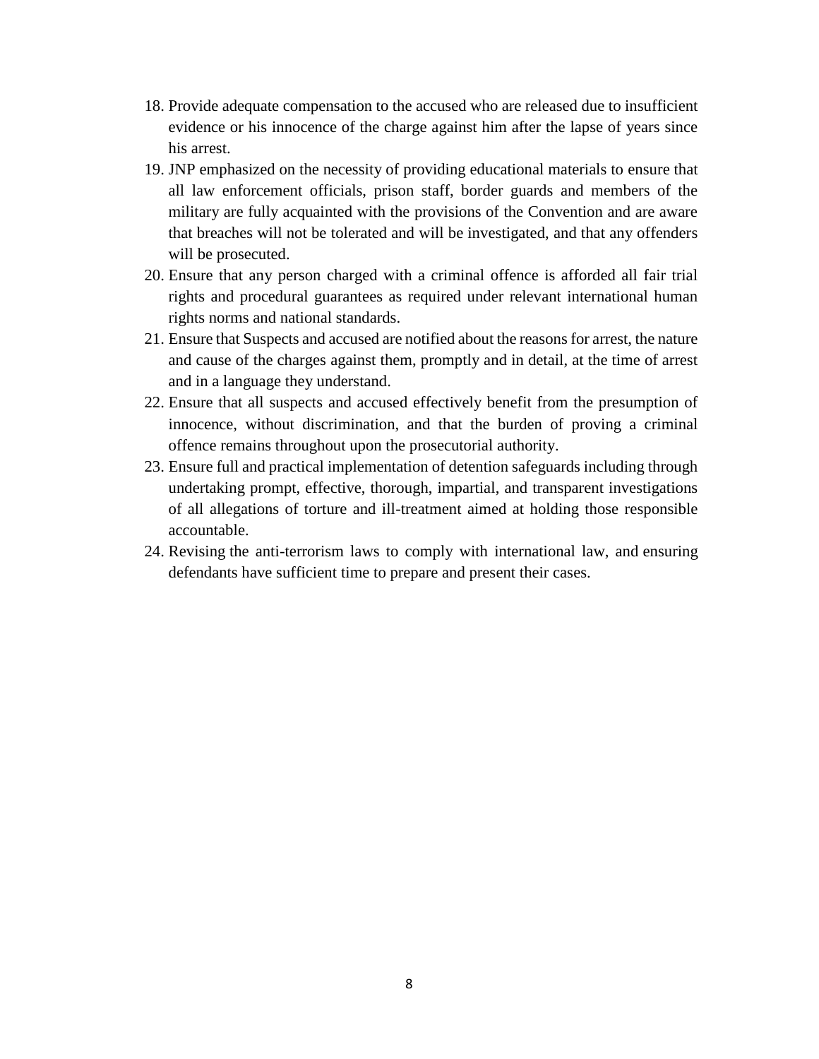18. Provide adequate compensation to the accused who are released due to insufficient evidence or his innocence of the charge against him after the lapse of years since his arrest.
19. JNP emphasized on the necessity of providing educational materials to ensure that all law enforcement officials, prison staff, border guards and members of the military are fully acquainted with the provisions of the Convention and are aware that breaches will not be tolerated and will be investigated, and that any offenders will be prosecuted.
20. Ensure that any person charged with a criminal offence is afforded all fair trial rights and procedural guarantees as required under relevant international human rights norms and national standards.
21. Ensure that Suspects and accused are notified about the reasons for arrest, the nature and cause of the charges against them, promptly and in detail, at the time of arrest and in a language they understand.
22. Ensure that all suspects and accused effectively benefit from the presumption of innocence, without discrimination, and that the burden of proving a criminal offence remains throughout upon the prosecutorial authority.
23. Ensure full and practical implementation of detention safeguards including through undertaking prompt, effective, thorough, impartial, and transparent investigations of all allegations of torture and ill-treatment aimed at holding those responsible accountable.
24. Revising the anti-terrorism laws to comply with international law, and ensuring defendants have sufficient time to prepare and present their cases.